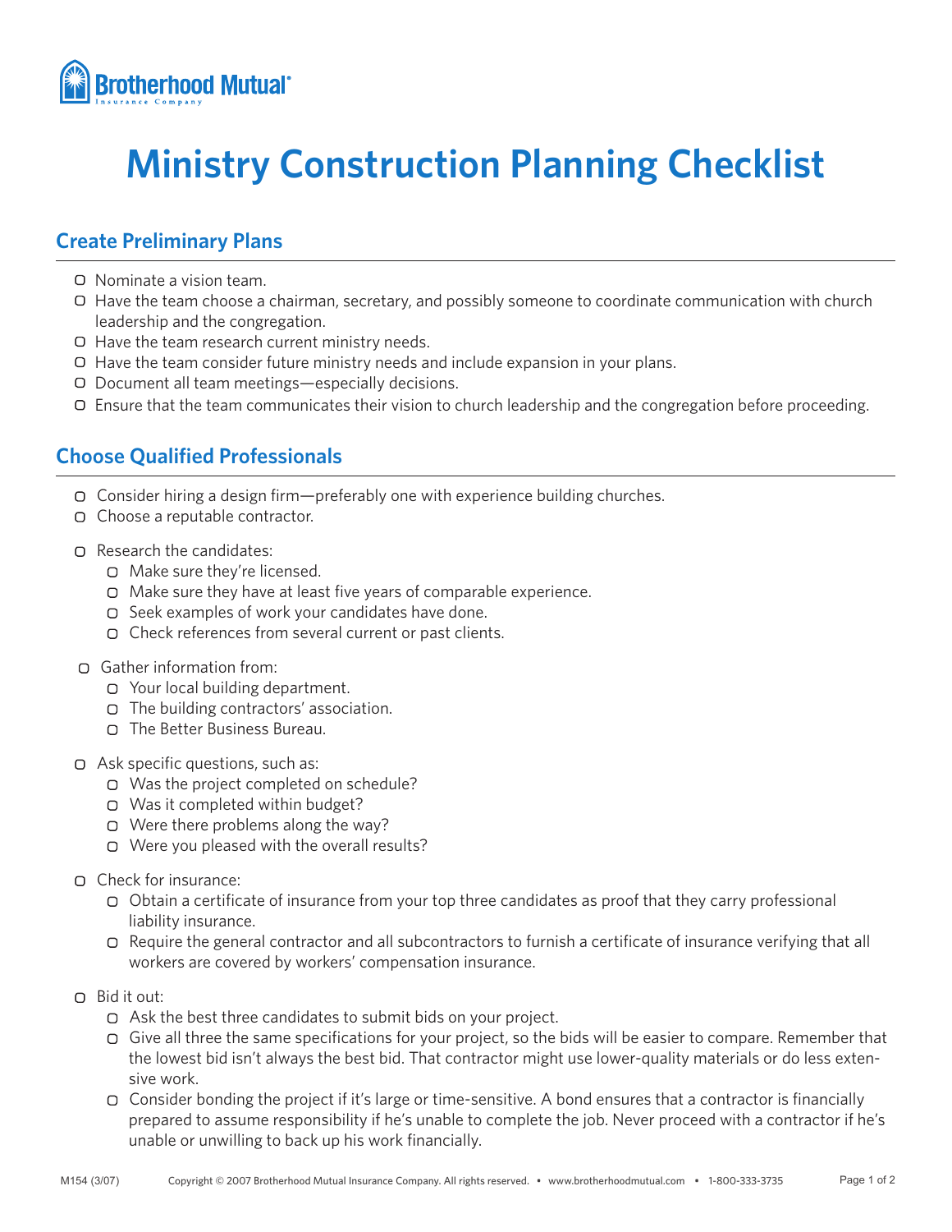Brotherhood Mutual Insurance Company

# Ministry Construction Planning Checklist

## Create Preliminary Plans

- ▢ Nominate a vision team.
- ▢ Have the team choose a chairman, secretary, and possibly someone to coordinate communication with church leadership and the congregation.
- ▢ Have the team research current ministry needs.
- ▢ Have the team consider future ministry needs and include expansion in your plans.
- ▢ Document all team meetings—especially decisions.
- ▢ Ensure that the team communicates their vision to church leadership and the congregation before proceeding.

## Choose Qualified Professionals

- ▢ Consider hiring a design firm—preferably one with experience building churches.
- ▢ Choose a reputable contractor.

- ▢ Research the candidates:
    - ▢ Make sure they're licensed.
    - ▢ Make sure they have at least five years of comparable experience.
    - ▢ Seek examples of work your candidates have done.
    - ▢ Check references from several current or past clients.

- ▢ Gather information from:
    - ▢ Your local building department.
    - ▢ The building contractors' association.
    - ▢ The Better Business Bureau.

- ▢ Ask specific questions, such as:
    - ▢ Was the project completed on schedule?
    - ▢ Was it completed within budget?
    - ▢ Were there problems along the way?
    - ▢ Were you pleased with the overall results?

- ▢ Check for insurance:
    - ▢ Obtain a certificate of insurance from your top three candidates as proof that they carry professional liability insurance.
    - ▢ Require the general contractor and all subcontractors to furnish a certificate of insurance verifying that all workers are covered by workers' compensation insurance.

- ▢ Bid it out:
    - ▢ Ask the best three candidates to submit bids on your project.
    - ▢ Give all three the same specifications for your project, so the bids will be easier to compare. Remember that the lowest bid isn't always the best bid. That contractor might use lower-quality materials or do less extensive work.
    - ▢ Consider bonding the project if it's large or time-sensitive. A bond ensures that a contractor is financially prepared to assume responsibility if he's unable to complete the job. Never proceed with a contractor if he's unable or unwilling to back up his work financially.

M154 (3/07) Copyright © 2007 Brotherhood Mutual Insurance Company. All rights reserved. • www.brotherhoodmutual.com • 1-800-333-3735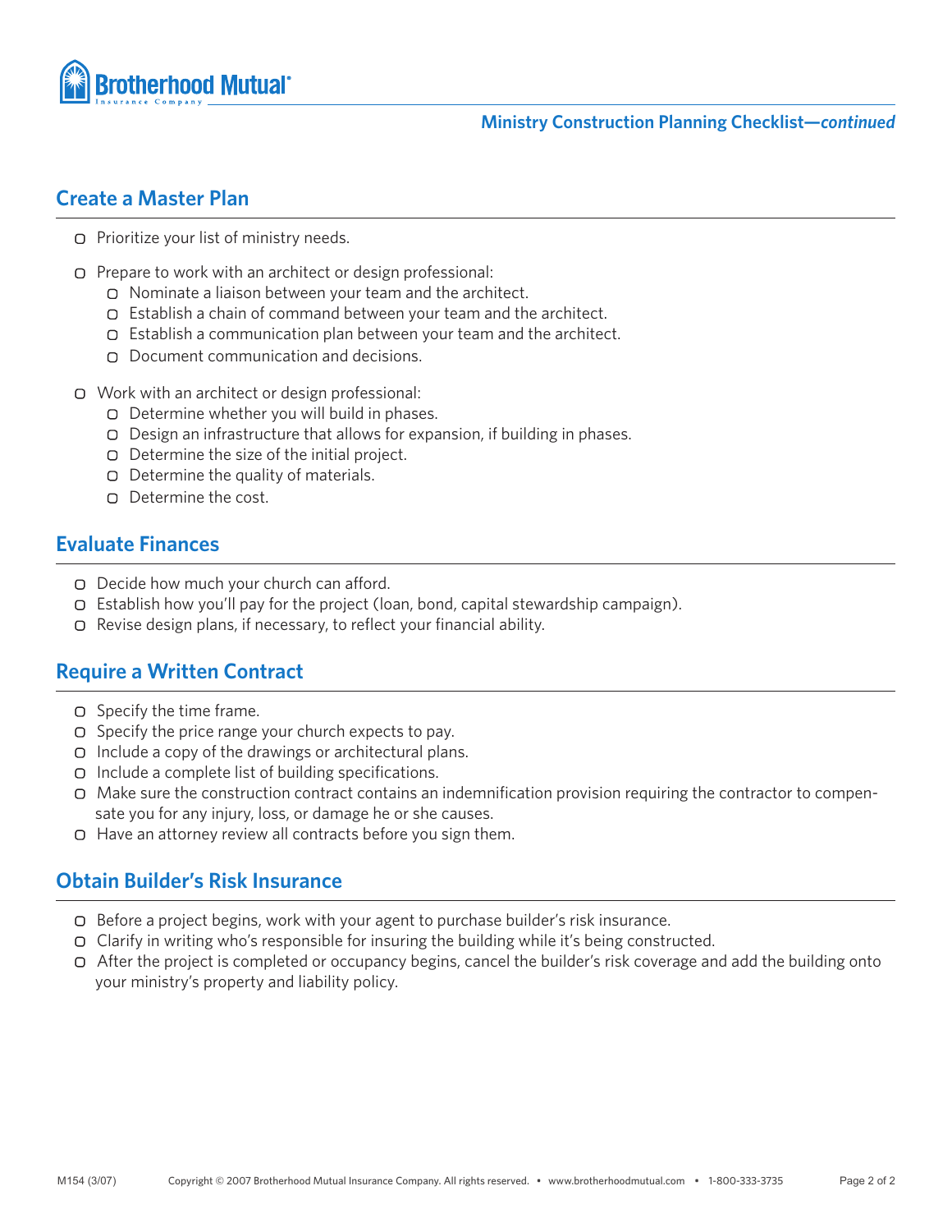## Create a Master Plan

- Prioritize your list of ministry needs.
- Prepare to work with an architect or design professional:
  - Nominate a liaison between your team and the architect.
  - Establish a chain of command between your team and the architect.
  - Establish a communication plan between your team and the architect.
  - Document communication and decisions.
- Work with an architect or design professional:
  - Determine whether you will build in phases.
  - Design an infrastructure that allows for expansion, if building in phases.
  - Determine the size of the initial project.
  - Determine the quality of materials.
  - Determine the cost.

## Evaluate Finances

- Decide how much your church can afford.
- Establish how you'll pay for the project (loan, bond, capital stewardship campaign).
- Revise design plans, if necessary, to reflect your financial ability.

## Require a Written Contract

- Specify the time frame.
- Specify the price range your church expects to pay.
- Include a copy of the drawings or architectural plans.
- Include a complete list of building specifications.
- Make sure the construction contract contains an indemnification provision requiring the contractor to compensate you for any injury, loss, or damage he or she causes.
- Have an attorney review all contracts before you sign them.

## Obtain Builder's Risk Insurance

- Before a project begins, work with your agent to purchase builder's risk insurance.
- Clarify in writing who's responsible for insuring the building while it's being constructed.
- After the project is completed or occupancy begins, cancel the builder's risk coverage and add the building onto your ministry's property and liability policy.

M154 (3/07) Copyright © 2007 Brotherhood Mutual Insurance Company. All rights reserved. • www.brotherhoodmutual.com • 1-800-333-3735